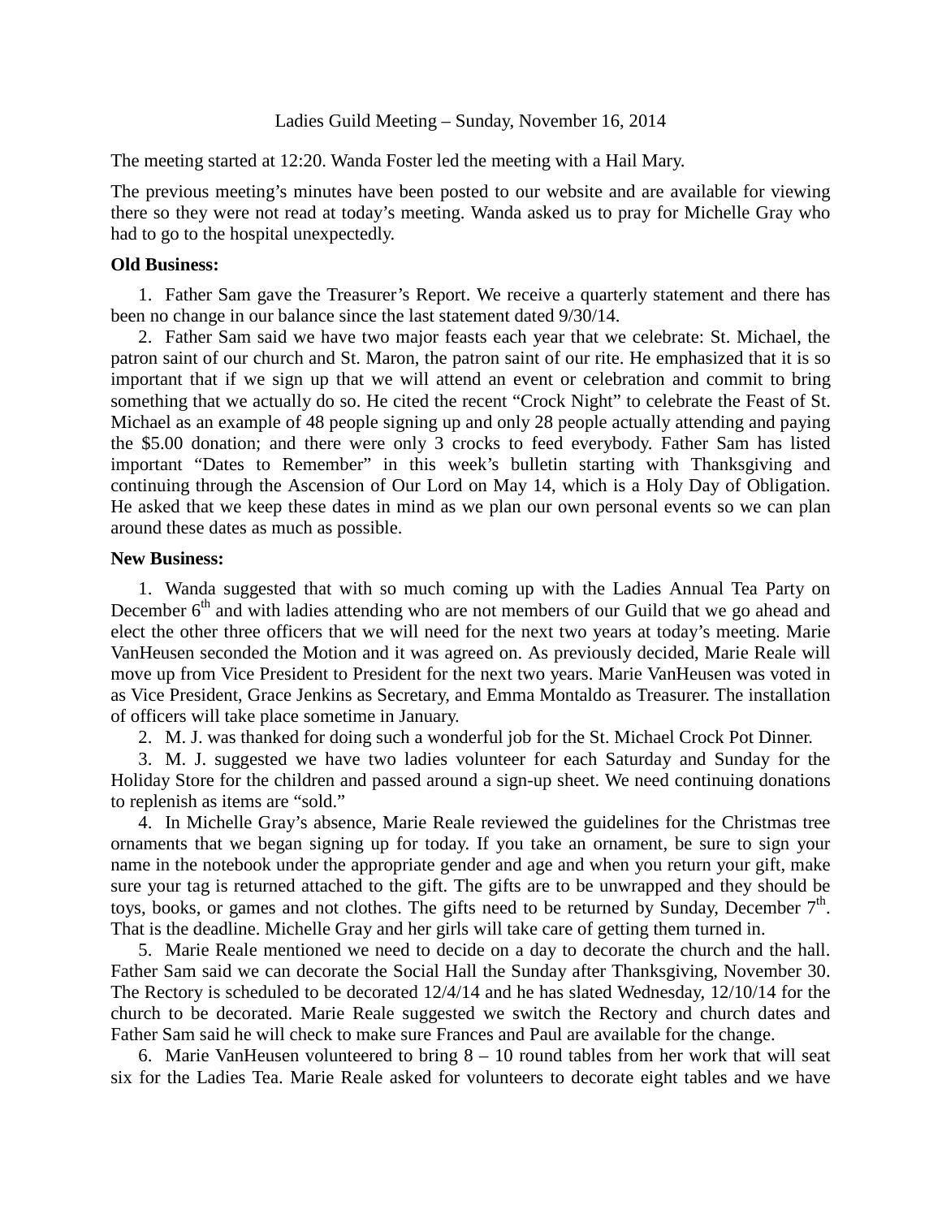Ladies Guild Meeting – Sunday, November 16, 2014

The meeting started at 12:20. Wanda Foster led the meeting with a Hail Mary.

The previous meeting's minutes have been posted to our website and are available for viewing there so they were not read at today's meeting. Wanda asked us to pray for Michelle Gray who had to go to the hospital unexpectedly.

**Old Business:**

1. Father Sam gave the Treasurer's Report. We receive a quarterly statement and there has been no change in our balance since the last statement dated 9/30/14.
2. Father Sam said we have two major feasts each year that we celebrate: St. Michael, the patron saint of our church and St. Maron, the patron saint of our rite. He emphasized that it is so important that if we sign up that we will attend an event or celebration and commit to bring something that we actually do so. He cited the recent "Crock Night" to celebrate the Feast of St. Michael as an example of 48 people signing up and only 28 people actually attending and paying the $5.00 donation; and there were only 3 crocks to feed everybody. Father Sam has listed important "Dates to Remember" in this week's bulletin starting with Thanksgiving and continuing through the Ascension of Our Lord on May 14, which is a Holy Day of Obligation. He asked that we keep these dates in mind as we plan our own personal events so we can plan around these dates as much as possible.

**New Business:**

1. Wanda suggested that with so much coming up with the Ladies Annual Tea Party on December 6th and with ladies attending who are not members of our Guild that we go ahead and elect the other three officers that we will need for the next two years at today's meeting. Marie VanHeusen seconded the Motion and it was agreed on. As previously decided, Marie Reale will move up from Vice President to President for the next two years. Marie VanHeusen was voted in as Vice President, Grace Jenkins as Secretary, and Emma Montaldo as Treasurer. The installation of officers will take place sometime in January.
2. M. J. was thanked for doing such a wonderful job for the St. Michael Crock Pot Dinner.
3. M. J. suggested we have two ladies volunteer for each Saturday and Sunday for the Holiday Store for the children and passed around a sign-up sheet. We need continuing donations to replenish as items are "sold."
4. In Michelle Gray's absence, Marie Reale reviewed the guidelines for the Christmas tree ornaments that we began signing up for today. If you take an ornament, be sure to sign your name in the notebook under the appropriate gender and age and when you return your gift, make sure your tag is returned attached to the gift. The gifts are to be unwrapped and they should be toys, books, or games and not clothes. The gifts need to be returned by Sunday, December 7th. That is the deadline. Michelle Gray and her girls will take care of getting them turned in.
5. Marie Reale mentioned we need to decide on a day to decorate the church and the hall. Father Sam said we can decorate the Social Hall the Sunday after Thanksgiving, November 30. The Rectory is scheduled to be decorated 12/4/14 and he has slated Wednesday, 12/10/14 for the church to be decorated. Marie Reale suggested we switch the Rectory and church dates and Father Sam said he will check to make sure Frances and Paul are available for the change.
6. Marie VanHeusen volunteered to bring 8 – 10 round tables from her work that will seat six for the Ladies Tea. Marie Reale asked for volunteers to decorate eight tables and we have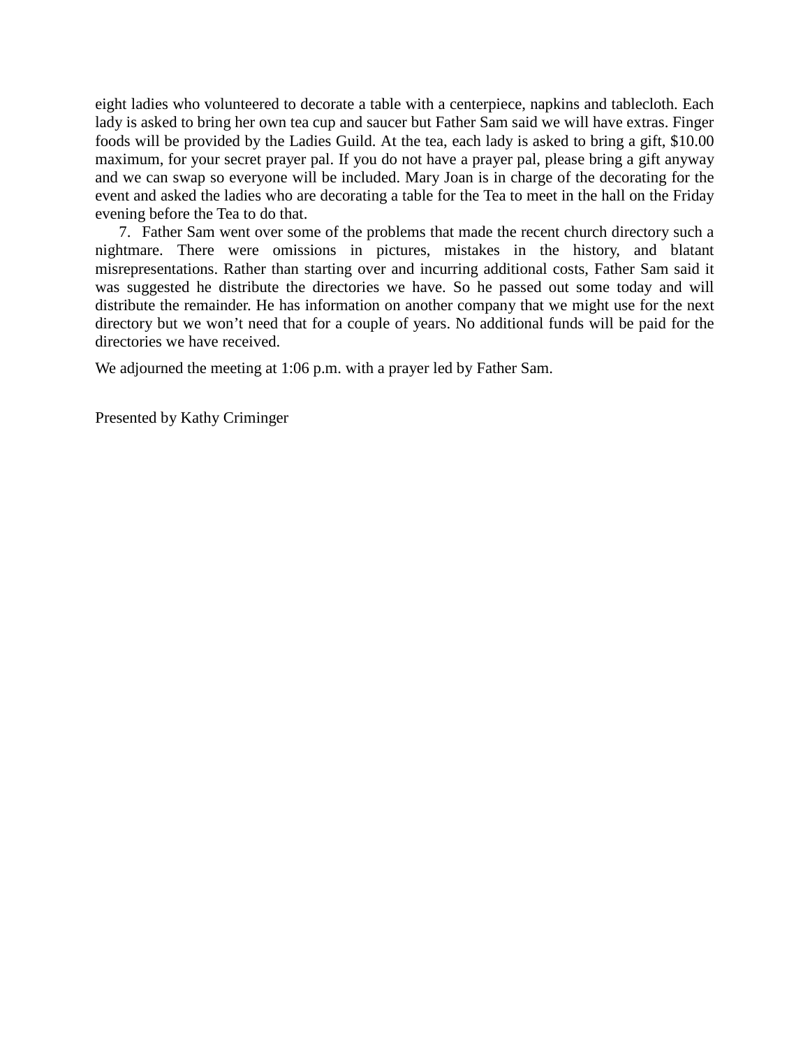eight ladies who volunteered to decorate a table with a centerpiece, napkins and tablecloth. Each lady is asked to bring her own tea cup and saucer but Father Sam said we will have extras. Finger foods will be provided by the Ladies Guild. At the tea, each lady is asked to bring a gift, $10.00 maximum, for your secret prayer pal. If you do not have a prayer pal, please bring a gift anyway and we can swap so everyone will be included. Mary Joan is in charge of the decorating for the event and asked the ladies who are decorating a table for the Tea to meet in the hall on the Friday evening before the Tea to do that.

7. Father Sam went over some of the problems that made the recent church directory such a nightmare. There were omissions in pictures, mistakes in the history, and blatant misrepresentations. Rather than starting over and incurring additional costs, Father Sam said it was suggested he distribute the directories we have. So he passed out some today and will distribute the remainder. He has information on another company that we might use for the next directory but we won't need that for a couple of years. No additional funds will be paid for the directories we have received.

We adjourned the meeting at 1:06 p.m. with a prayer led by Father Sam.

Presented by Kathy Criminger